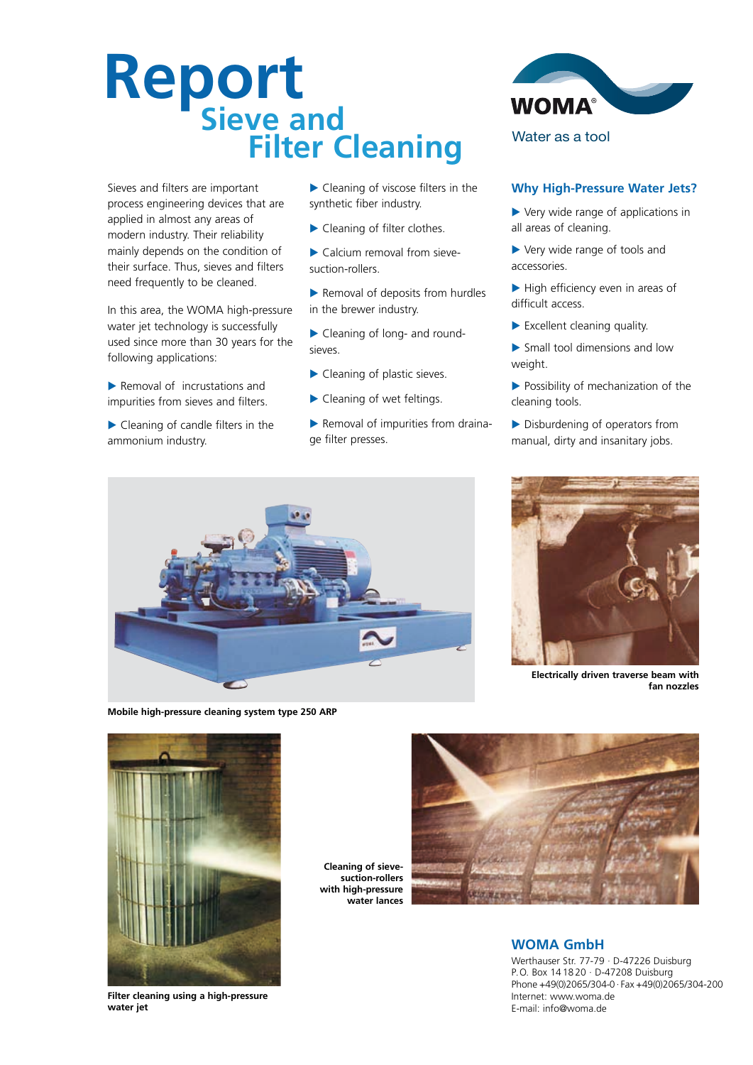# Report
## Sieve and Filter Cleaning

WOMA®

Water as a tool

Sieves and filters are important process engineering devices that are applied in almost any areas of modern industry. Their reliability mainly depends on the condition of their surface. Thus, sieves and filters need frequently to be cleaned.

In this area, the WOMA high-pressure water jet technology is successfully used since more than 30 years for the following applications:

- Removal of incrustations and impurities from sieves and filters.
- Cleaning of candle filters in the ammonium industry.
- Cleaning of viscose filters in the synthetic fiber industry.
- Cleaning of filter clothes.
- Calcium removal from sieve-suction-rollers.
- Removal of deposits from hurdles in the brewer industry.
- Cleaning of long- and round-sieves.
- Cleaning of plastic sieves.
- Cleaning of wet feltings.
- Removal of impurities from drainage filter presses.

### Why High-Pressure Water Jets?

- Very wide range of applications in all areas of cleaning.
- Very wide range of tools and accessories.
- High efficiency even in areas of difficult access.
- Excellent cleaning quality.
- Small tool dimensions and low weight.
- Possibility of mechanization of the cleaning tools.
- Disburdening of operators from manual, dirty and insanitary jobs.

**Mobile high-pressure cleaning system type 250 ARP**

**Electrically driven traverse beam with fan nozzles**

**Filter cleaning using a high-pressure water jet**

**Cleaning of sieve-suction-rollers with high-pressure water lances**

### WOMA GmbH

Werthauser Str. 77-79 · D-47226 Duisburg
P.O. Box 14 18 20 · D-47208 Duisburg
Phone +49(0)2065/304-0 · Fax +49(0)2065/304-200
Internet: www.woma.de
E-mail: info@woma.de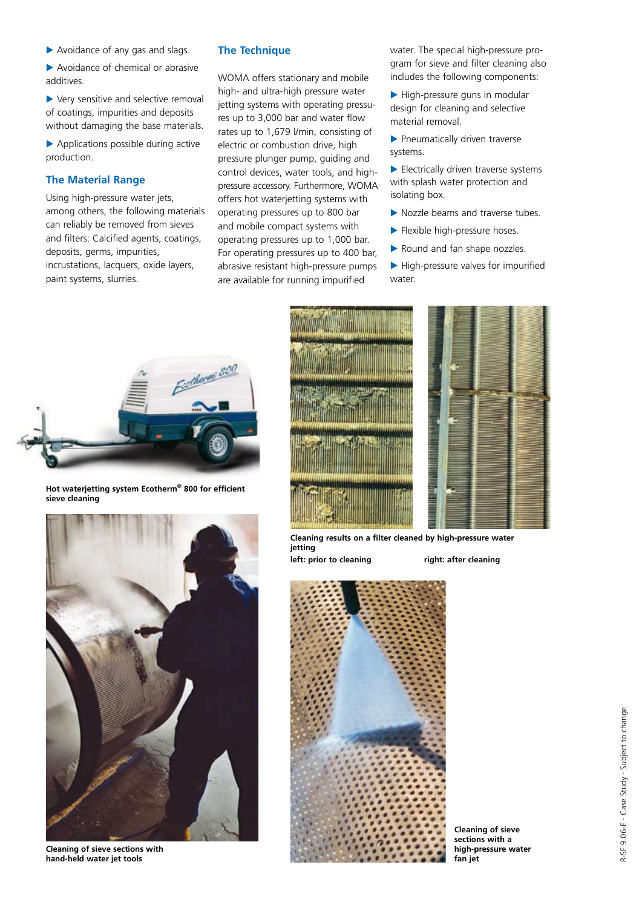- Avoidance of any gas and slags.
- Avoidance of chemical or abrasive additives.
- Very sensitive and selective removal of coatings, impurities and deposits without damaging the base materials.
- Applications possible during active production.

## The Material Range

Using high-pressure water jets, among others, the following materials can reliably be removed from sieves and filters: Calcified agents, coatings, deposits, germs, impurities, incrustations, lacquers, oxide layers, paint systems, slurries.

## The Technique

WOMA offers stationary and mobile high- and ultra-high pressure water jetting systems with operating pressures up to 3,000 bar and water flow rates up to 1,679 l/min, consisting of electric or combustion drive, high pressure plunger pump, guiding and control devices, water tools, and high-pressure accessory. Furthermore, WOMA offers hot waterjetting systems with operating pressures up to 800 bar and mobile compact systems with operating pressures up to 1,000 bar. For operating pressures up to 400 bar, abrasive resistant high-pressure pumps are available for running impurified water. The special high-pressure program for sieve and filter cleaning also includes the following components:

- High-pressure guns in modular design for cleaning and selective material removal.
- Pneumatically driven traverse systems.
- Electrically driven traverse systems with splash water protection and isolating box.
- Nozzle beams and traverse tubes.
- Flexible high-pressure hoses.
- Round and fan shape nozzles.
- High-pressure valves for impurified water.

**Hot waterjetting system Ecotherm® 800 for efficient sieve cleaning**

**Cleaning results on a filter cleaned by high-pressure water jetting**
**left: prior to cleaning** **right: after cleaning**

**Cleaning of sieve sections with hand-held water jet tools**

**Cleaning of sieve sections with a high-pressure water fan jet**